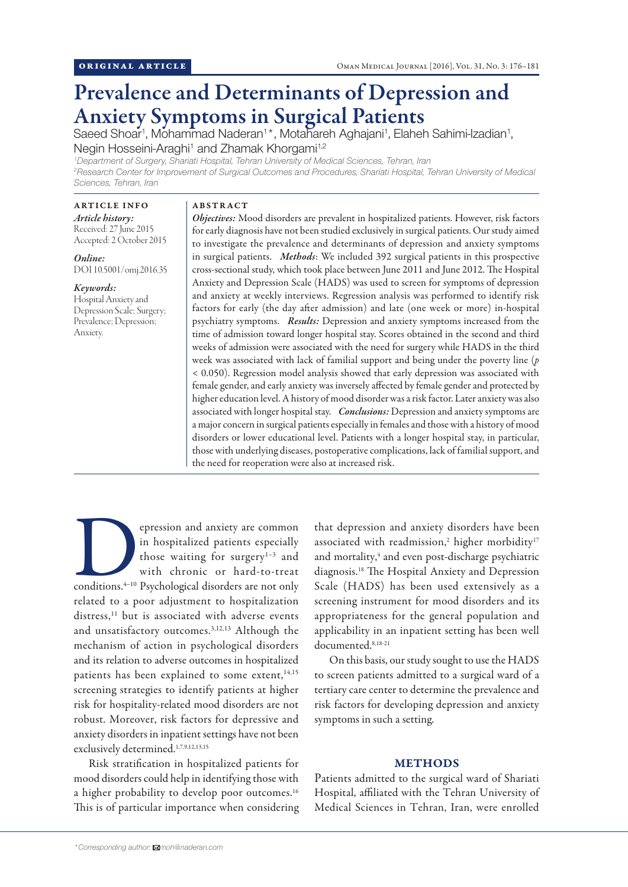ORIGINAL ARTICLE

# Prevalence and Determinants of Depression and Anxiety Symptoms in Surgical Patients

Saeed Shoar[1], Mohammad Naderan[1]*, Motahareh Aghajani[1], Elaheh Sahimi-Izadian[1], Negin Hosseini-Araghi[1] and Zhamak Khorgami[1,2]

[1]Department of Surgery, Shariati Hospital, Tehran University of Medical Sciences, Tehran, Iran
[2]Research Center for Improvement of Surgical Outcomes and Procedures, Shariati Hospital, Tehran University of Medical Sciences, Tehran, Iran

## ARTICLE INFO

*Article history:*
Received: 27 June 2015
Accepted: 2 October 2015

*Online:*
DOI 10.5001/omj.2016.35

*Keywords:*
Hospital Anxiety and Depression Scale; Surgery; Prevalence; Depression; Anxiety.

## ABSTRACT

***Objectives:*** Mood disorders are prevalent in hospitalized patients. However, risk factors for early diagnosis have not been studied exclusively in surgical patients. Our study aimed to investigate the prevalence and determinants of depression and anxiety symptoms in surgical patients. ***Methods***: We included 392 surgical patients in this prospective cross-sectional study, which took place between June 2011 and June 2012. The Hospital Anxiety and Depression Scale (HADS) was used to screen for symptoms of depression and anxiety at weekly interviews. Regression analysis was performed to identify risk factors for early (the day after admission) and late (one week or more) in-hospital psychiatry symptoms. ***Results:*** Depression and anxiety symptoms increased from the time of admission toward longer hospital stay. Scores obtained in the second and third weeks of admission were associated with the need for surgery while HADS in the third week was associated with lack of familial support and being under the poverty line ($p < 0.050$). Regression model analysis showed that early depression was associated with female gender, and early anxiety was inversely affected by female gender and protected by higher education level. A history of mood disorder was a risk factor. Later anxiety was also associated with longer hospital stay. ***Conclusions:*** Depression and anxiety symptoms are a major concern in surgical patients especially in females and those with a history of mood disorders or lower educational level. Patients with a longer hospital stay, in particular, those with underlying diseases, postoperative complications, lack of familial support, and the need for reoperation were also at increased risk.

Depression and anxiety are common in hospitalized patients especially those waiting for surgery[1–3] and with chronic or hard-to-treat conditions.[4–10] Psychological disorders are not only related to a poor adjustment to hospitalization distress,[11] but is associated with adverse events and unsatisfactory outcomes.[3,12,13] Although the mechanism of action in psychological disorders and its relation to adverse outcomes in hospitalized patients has been explained to some extent,[14,15] screening strategies to identify patients at higher risk for hospitality-related mood disorders are not robust. Moreover, risk factors for depressive and anxiety disorders in inpatient settings have not been exclusively determined.[1,7,9,12,13,15]

Risk stratification in hospitalized patients for mood disorders could help in identifying those with a higher probability to develop poor outcomes.[16] This is of particular importance when considering that depression and anxiety disorders have been associated with readmission,[2] higher morbidity[17] and mortality,[4] and even post-discharge psychiatric diagnosis.[18] The Hospital Anxiety and Depression Scale (HADS) has been used extensively as a screening instrument for mood disorders and its appropriateness for the general population and applicability in an inpatient setting has been well documented.[8,18-21]

On this basis, our study sought to use the HADS to screen patients admitted to a surgical ward of a tertiary care center to determine the prevalence and risk factors for developing depression and anxiety symptoms in such a setting.

## METHODS

Patients admitted to the surgical ward of Shariati Hospital, affiliated with the Tehran University of Medical Sciences in Tehran, Iran, were enrolled

*Corresponding author: moh@naderan.com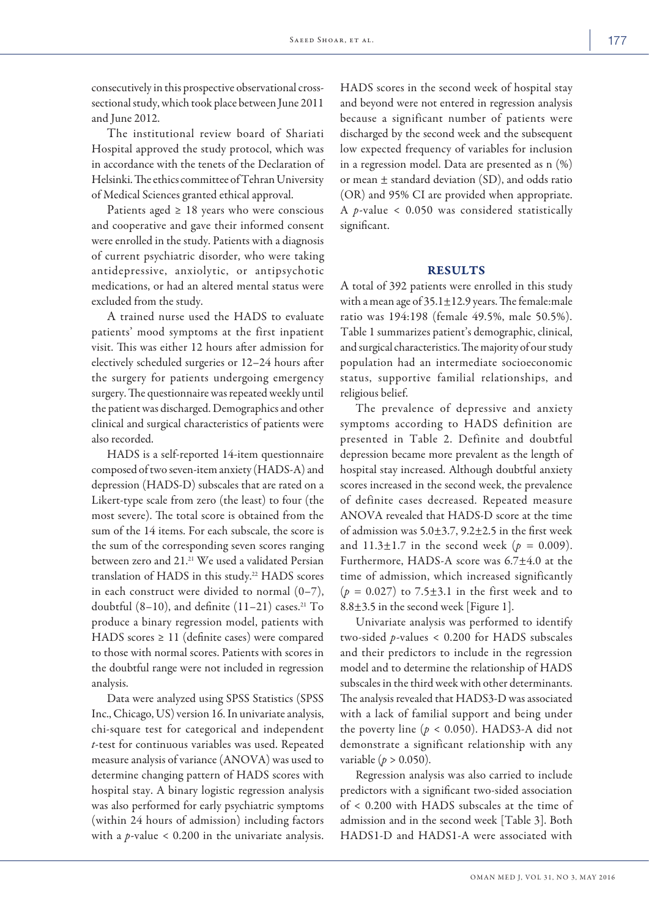consecutively in this prospective observational cross-sectional study, which took place between June 2011 and June 2012.

The institutional review board of Shariati Hospital approved the study protocol, which was in accordance with the tenets of the Declaration of Helsinki. The ethics committee of Tehran University of Medical Sciences granted ethical approval.

Patients aged ≥ 18 years who were conscious and cooperative and gave their informed consent were enrolled in the study. Patients with a diagnosis of current psychiatric disorder, who were taking antidepressive, anxiolytic, or antipsychotic medications, or had an altered mental status were excluded from the study.

A trained nurse used the HADS to evaluate patients' mood symptoms at the first inpatient visit. This was either 12 hours after admission for electively scheduled surgeries or 12–24 hours after the surgery for patients undergoing emergency surgery. The questionnaire was repeated weekly until the patient was discharged. Demographics and other clinical and surgical characteristics of patients were also recorded.

HADS is a self-reported 14-item questionnaire composed of two seven-item anxiety (HADS-A) and depression (HADS-D) subscales that are rated on a Likert-type scale from zero (the least) to four (the most severe). The total score is obtained from the sum of the 14 items. For each subscale, the score is the sum of the corresponding seven scores ranging between zero and 21.[21] We used a validated Persian translation of HADS in this study.[22] HADS scores in each construct were divided to normal (0–7), doubtful (8–10), and definite (11–21) cases.[21] To produce a binary regression model, patients with HADS scores ≥ 11 (definite cases) were compared to those with normal scores. Patients with scores in the doubtful range were not included in regression analysis.

Data were analyzed using SPSS Statistics (SPSS Inc., Chicago, US) version 16. In univariate analysis, chi-square test for categorical and independent *t*-test for continuous variables was used. Repeated measure analysis of variance (ANOVA) was used to determine changing pattern of HADS scores with hospital stay. A binary logistic regression analysis was also performed for early psychiatric symptoms (within 24 hours of admission) including factors with a $p$-value $< 0.200$ in the univariate analysis. HADS scores in the second week of hospital stay and beyond were not entered in regression analysis because a significant number of patients were discharged by the second week and the subsequent low expected frequency of variables for inclusion in a regression model. Data are presented as n (%) or mean ± standard deviation (SD), and odds ratio (OR) and 95% CI are provided when appropriate. A $p$-value $< 0.050$ was considered statistically significant.

## RESULTS

A total of 392 patients were enrolled in this study with a mean age of 35.1±12.9 years. The female:male ratio was 194:198 (female 49.5%, male 50.5%). Table 1 summarizes patient's demographic, clinical, and surgical characteristics. The majority of our study population had an intermediate socioeconomic status, supportive familial relationships, and religious belief.

The prevalence of depressive and anxiety symptoms according to HADS definition are presented in Table 2. Definite and doubtful depression became more prevalent as the length of hospital stay increased. Although doubtful anxiety scores increased in the second week, the prevalence of definite cases decreased. Repeated measure ANOVA revealed that HADS-D score at the time of admission was 5.0±3.7, 9.2±2.5 in the first week and 11.3±1.7 in the second week ($p = 0.009$). Furthermore, HADS-A score was 6.7±4.0 at the time of admission, which increased significantly ($p = 0.027$) to 7.5±3.1 in the first week and to 8.8±3.5 in the second week [Figure 1].

Univariate analysis was performed to identify two-sided $p$-values $< 0.200$ for HADS subscales and their predictors to include in the regression model and to determine the relationship of HADS subscales in the third week with other determinants. The analysis revealed that HADS3-D was associated with a lack of familial support and being under the poverty line ($p < 0.050$). HADS3-A did not demonstrate a significant relationship with any variable ($p > 0.050$).

Regression analysis was also carried to include predictors with a significant two-sided association of < 0.200 with HADS subscales at the time of admission and in the second week [Table 3]. Both HADS1-D and HADS1-A were associated with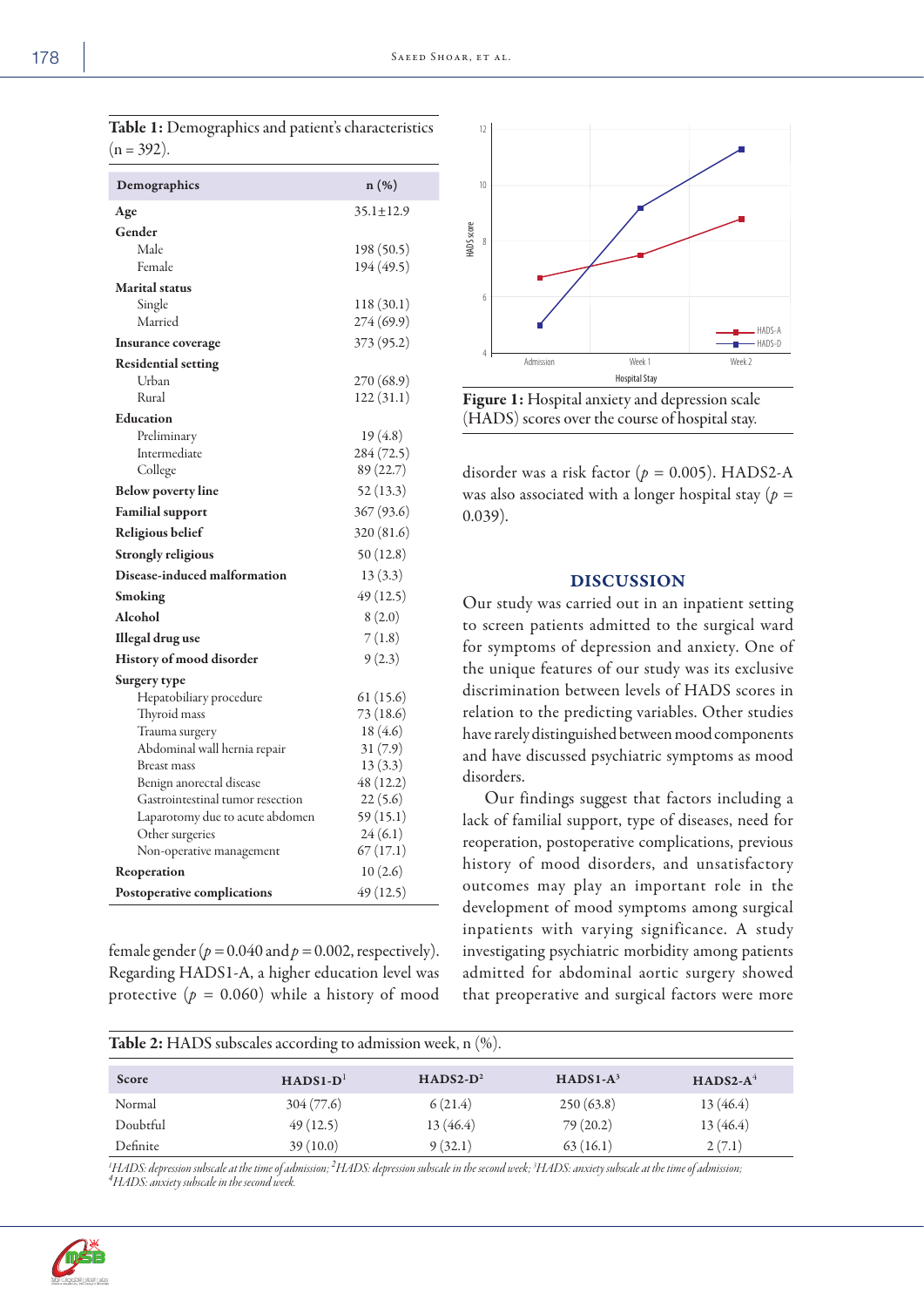**Table 1:** Demographics and patient's characteristics (n = 392).

| Demographics | n (%) |
|---|---|
| **Age** | 35.1±12.9 |
| **Gender** | |
| Male | 198 (50.5) |
| Female | 194 (49.5) |
| **Marital status** | |
| Single | 118 (30.1) |
| Married | 274 (69.9) |
| **Insurance coverage** | 373 (95.2) |
| **Residential setting** | |
| Urban | 270 (68.9) |
| Rural | 122 (31.1) |
| **Education** | |
| Preliminary | 19 (4.8) |
| Intermediate | 284 (72.5) |
| College | 89 (22.7) |
| **Below poverty line** | 52 (13.3) |
| **Familial support** | 367 (93.6) |
| **Religious belief** | 320 (81.6) |
| **Strongly religious** | 50 (12.8) |
| **Disease-induced malformation** | 13 (3.3) |
| **Smoking** | 49 (12.5) |
| **Alcohol** | 8 (2.0) |
| **Illegal drug use** | 7 (1.8) |
| **History of mood disorder** | 9 (2.3) |
| **Surgery type** | |
| Hepatobiliary procedure | 61 (15.6) |
| Thyroid mass | 73 (18.6) |
| Trauma surgery | 18 (4.6) |
| Abdominal wall hernia repair | 31 (7.9) |
| Breast mass | 13 (3.3) |
| Benign anorectal disease | 48 (12.2) |
| Gastrointestinal tumor resection | 22 (5.6) |
| Laparotomy due to acute abdomen | 59 (15.1) |
| Other surgeries | 24 (6.1) |
| Non-operative management | 67 (17.1) |
| **Reoperation** | 10 (2.6) |
| **Postoperative complications** | 49 (12.5) |

female gender ($p = 0.040$ and $p = 0.002$, respectively). Regarding HADS1-A, a higher education level was protective ($p = 0.060$) while a history of mood disorder was a risk factor ($p = 0.005$). HADS2-A was also associated with a longer hospital stay ($p = 0.039$).

**Figure 1:** Hospital anxiety and depression scale (HADS) scores over the course of hospital stay.

## DISCUSSION

Our study was carried out in an inpatient setting to screen patients admitted to the surgical ward for symptoms of depression and anxiety. One of the unique features of our study was its exclusive discrimination between levels of HADS scores in relation to the predicting variables. Other studies have rarely distinguished between mood components and have discussed psychiatric symptoms as mood disorders.

Our findings suggest that factors including a lack of familial support, type of diseases, need for reoperation, postoperative complications, previous history of mood disorders, and unsatisfactory outcomes may play an important role in the development of mood symptoms among surgical inpatients with varying significance. A study investigating psychiatric morbidity among patients admitted for abdominal aortic surgery showed that preoperative and surgical factors were more

**Table 2:** HADS subscales according to admission week, n (%).

| Score | HADS1-D[1] | HADS2-D[2] | HADS1-A[3] | HADS2-A[4] |
|---|---|---|---|---|
| Normal | 304 (77.6) | 6 (21.4) | 250 (63.8) | 13 (46.4) |
| Doubtful | 49 (12.5) | 13 (46.4) | 79 (20.2) | 13 (46.4) |
| Definite | 39 (10.0) | 9 (32.1) | 63 (16.1) | 2 (7.1) |

*[1]HADS: depression subscale at the time of admission; [2]HADS: depression subscale in the second week; [3]HADS: anxiety subscale at the time of admission; [4]HADS: anxiety subscale in the second week.*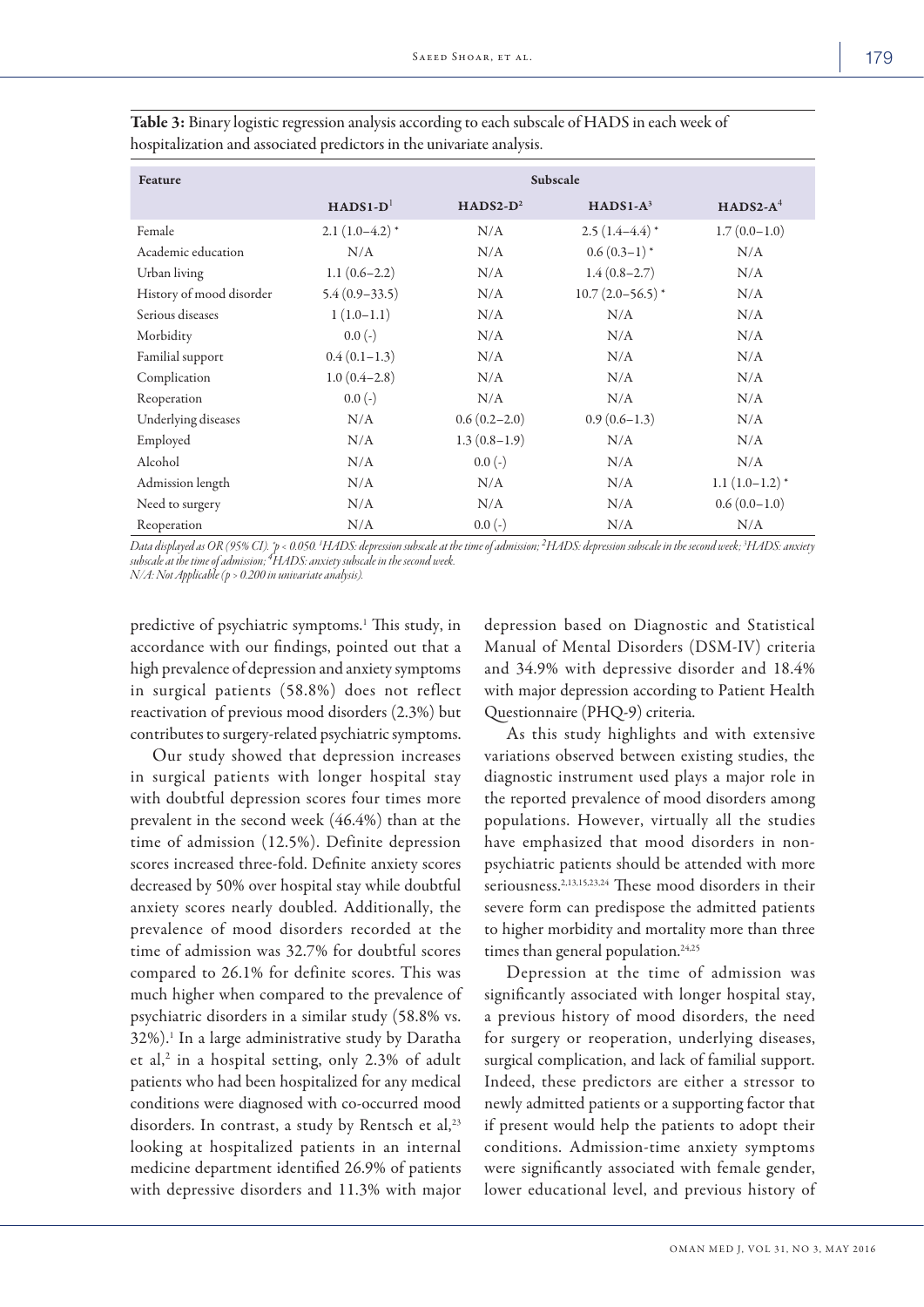**Table 3:** Binary logistic regression analysis according to each subscale of HADS in each week of hospitalization and associated predictors in the univariate analysis.

| Feature | Subscale | | | |
|---|---|---|---|---|
| | HADS1-D[1] | HADS2-D[2] | HADS1-A[3] | HADS2-A[4] |
| Female | 2.1 (1.0–4.2) * | N/A | 2.5 (1.4–4.4) * | 1.7 (0.0–1.0) |
| Academic education | N/A | N/A | 0.6 (0.3–1) * | N/A |
| Urban living | 1.1 (0.6–2.2) | N/A | 1.4 (0.8–2.7) | N/A |
| History of mood disorder | 5.4 (0.9–33.5) | N/A | 10.7 (2.0–56.5) * | N/A |
| Serious diseases | 1 (1.0–1.1) | N/A | N/A | N/A |
| Morbidity | 0.0 (-) | N/A | N/A | N/A |
| Familial support | 0.4 (0.1–1.3) | N/A | N/A | N/A |
| Complication | 1.0 (0.4–2.8) | N/A | N/A | N/A |
| Reoperation | 0.0 (-) | N/A | N/A | N/A |
| Underlying diseases | N/A | 0.6 (0.2–2.0) | 0.9 (0.6–1.3) | N/A |
| Employed | N/A | 1.3 (0.8–1.9) | N/A | N/A |
| Alcohol | N/A | 0.0 (-) | N/A | N/A |
| Admission length | N/A | N/A | N/A | 1.1 (1.0–1.2) * |
| Need to surgery | N/A | N/A | N/A | 0.6 (0.0–1.0) |
| Reoperation | N/A | 0.0 (-) | N/A | N/A |

*Data displayed as OR (95% CI). *p < 0.050. [1]HADS: depression subscale at the time of admission; [2]HADS: depression subscale in the second week; [3]HADS: anxiety subscale at the time of admission; [4]HADS: anxiety subscale in the second week.*
*N/A: Not Applicable (p > 0.200 in univariate analysis).*

predictive of psychiatric symptoms.[1] This study, in accordance with our findings, pointed out that a high prevalence of depression and anxiety symptoms in surgical patients (58.8%) does not reflect reactivation of previous mood disorders (2.3%) but contributes to surgery-related psychiatric symptoms.

Our study showed that depression increases in surgical patients with longer hospital stay with doubtful depression scores four times more prevalent in the second week (46.4%) than at the time of admission (12.5%). Definite depression scores increased three-fold. Definite anxiety scores decreased by 50% over hospital stay while doubtful anxiety scores nearly doubled. Additionally, the prevalence of mood disorders recorded at the time of admission was 32.7% for doubtful scores compared to 26.1% for definite scores. This was much higher when compared to the prevalence of psychiatric disorders in a similar study (58.8% vs. 32%).[1] In a large administrative study by Daratha et al,[2] in a hospital setting, only 2.3% of adult patients who had been hospitalized for any medical conditions were diagnosed with co-occurred mood disorders. In contrast, a study by Rentsch et al,[23] looking at hospitalized patients in an internal medicine department identified 26.9% of patients with depressive disorders and 11.3% with major depression based on Diagnostic and Statistical Manual of Mental Disorders (DSM-IV) criteria and 34.9% with depressive disorder and 18.4% with major depression according to Patient Health Questionnaire (PHQ-9) criteria.

As this study highlights and with extensive variations observed between existing studies, the diagnostic instrument used plays a major role in the reported prevalence of mood disorders among populations. However, virtually all the studies have emphasized that mood disorders in non-psychiatric patients should be attended with more seriousness.[2,13,15,23,24] These mood disorders in their severe form can predispose the admitted patients to higher morbidity and mortality more than three times than general population.[24,25]

Depression at the time of admission was significantly associated with longer hospital stay, a previous history of mood disorders, the need for surgery or reoperation, underlying diseases, surgical complication, and lack of familial support. Indeed, these predictors are either a stressor to newly admitted patients or a supporting factor that if present would help the patients to adopt their conditions. Admission-time anxiety symptoms were significantly associated with female gender, lower educational level, and previous history of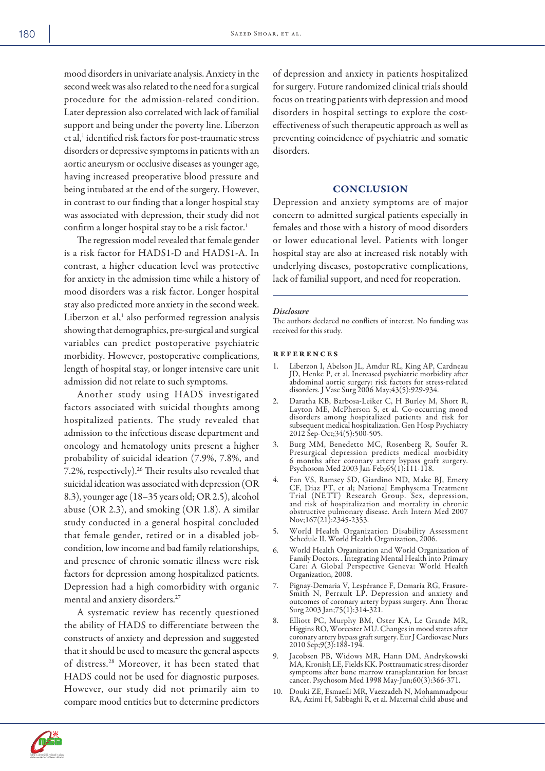mood disorders in univariate analysis. Anxiety in the second week was also related to the need for a surgical procedure for the admission-related condition. Later depression also correlated with lack of familial support and being under the poverty line. Liberzon et al,[1] identified risk factors for post-traumatic stress disorders or depressive symptoms in patients with an aortic aneurysm or occlusive diseases as younger age, having increased preoperative blood pressure and being intubated at the end of the surgery. However, in contrast to our finding that a longer hospital stay was associated with depression, their study did not confirm a longer hospital stay to be a risk factor.[1]

The regression model revealed that female gender is a risk factor for HADS1-D and HADS1-A. In contrast, a higher education level was protective for anxiety in the admission time while a history of mood disorders was a risk factor. Longer hospital stay also predicted more anxiety in the second week. Liberzon et al,[1] also performed regression analysis showing that demographics, pre-surgical and surgical variables can predict postoperative psychiatric morbidity. However, postoperative complications, length of hospital stay, or longer intensive care unit admission did not relate to such symptoms.

Another study using HADS investigated factors associated with suicidal thoughts among hospitalized patients. The study revealed that admission to the infectious disease department and oncology and hematology units present a higher probability of suicidal ideation (7.9%, 7.8%, and 7.2%, respectively).[26] Their results also revealed that suicidal ideation was associated with depression (OR 8.3), younger age (18–35 years old; OR 2.5), alcohol abuse (OR 2.3), and smoking (OR 1.8). A similar study conducted in a general hospital concluded that female gender, retired or in a disabled job-condition, low income and bad family relationships, and presence of chronic somatic illness were risk factors for depression among hospitalized patients. Depression had a high comorbidity with organic mental and anxiety disorders.[27]

A systematic review has recently questioned the ability of HADS to differentiate between the constructs of anxiety and depression and suggested that it should be used to measure the general aspects of distress.[28] Moreover, it has been stated that HADS could not be used for diagnostic purposes. However, our study did not primarily aim to compare mood entities but to determine predictors of depression and anxiety in patients hospitalized for surgery. Future randomized clinical trials should focus on treating patients with depression and mood disorders in hospital settings to explore the cost-effectiveness of such therapeutic approach as well as preventing coincidence of psychiatric and somatic disorders.

## CONCLUSION

Depression and anxiety symptoms are of major concern to admitted surgical patients especially in females and those with a history of mood disorders or lower educational level. Patients with longer hospital stay are also at increased risk notably with underlying diseases, postoperative complications, lack of familial support, and need for reoperation.

### *Disclosure*

The authors declared no conflicts of interest. No funding was received for this study.

## REFERENCES

1. Liberzon I, Abelson JL, Amdur RL, King AP, Cardneau JD, Henke P, et al. Increased psychiatric morbidity after abdominal aortic surgery: risk factors for stress-related disorders. J Vasc Surg 2006 May;43(5):929-934.
2. Daratha KB, Barbosa-Leiker C, H Burley M, Short R, Layton ME, McPherson S, et al. Co-occurring mood disorders among hospitalized patients and risk for subsequent medical hospitalization. Gen Hosp Psychiatry 2012 Sep-Oct;34(5):500-505.
3. Burg MM, Benedetto MC, Rosenberg R, Soufer R. Presurgical depression predicts medical morbidity 6 months after coronary artery bypass graft surgery. Psychosom Med 2003 Jan-Feb;65(1):111-118.
4. Fan VS, Ramsey SD, Giardino ND, Make BJ, Emery CF, Diaz PT, et al; National Emphysema Treatment Trial (NETT) Research Group. Sex, depression, and risk of hospitalization and mortality in chronic obstructive pulmonary disease. Arch Intern Med 2007 Nov;167(21):2345-2353.
5. World Health Organization Disability Assessment Schedule II. World Health Organization, 2006.
6. World Health Organization and World Organization of Family Doctors. . Integrating Mental Health into Primary Care: A Global Perspective Geneva: World Health Organization, 2008.
7. Pignay-Demaria V, Lespérance F, Demaria RG, Frasure-Smith N, Perrault LP. Depression and anxiety and outcomes of coronary artery bypass surgery. Ann Thorac Surg 2003 Jan;75(1):314-321.
8. Elliott PC, Murphy BM, Oster KA, Le Grande MR, Higgins RO, Worcester MU. Changes in mood states after coronary artery bypass graft surgery. Eur J Cardiovasc Nurs 2010 Sep;9(3):188-194.
9. Jacobsen PB, Widows MR, Hann DM, Andrykowski MA, Kronish LE, Fields KK. Posttraumatic stress disorder symptoms after bone marrow transplantation for breast cancer. Psychosom Med 1998 May-Jun;60(3):366-371.
10. Douki ZE, Esmaeili MR, Vaezzadeh N, Mohammadpour RA, Azimi H, Sabbaghi R, et al. Maternal child abuse and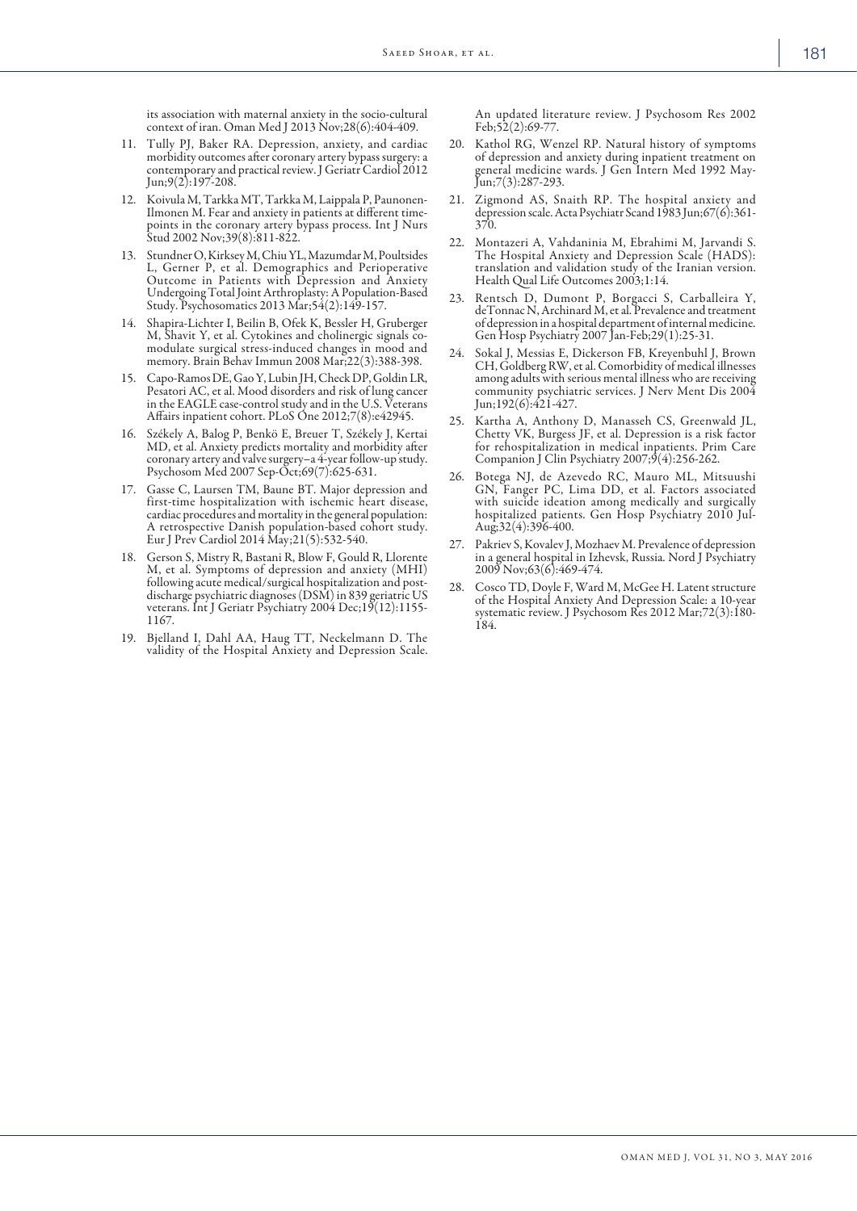its association with maternal anxiety in the socio-cultural context of iran. Oman Med J 2013 Nov;28(6):404-409.

11. Tully PJ, Baker RA. Depression, anxiety, and cardiac morbidity outcomes after coronary artery bypass surgery: a contemporary and practical review. J Geriatr Cardiol 2012 Jun;9(2):197-208.
12. Koivula M, Tarkka MT, Tarkka M, Laippala P, Paunonen-Ilmonen M. Fear and anxiety in patients at different time-points in the coronary artery bypass process. Int J Nurs Stud 2002 Nov;39(8):811-822.
13. Stundner O, Kirksey M, Chiu YL, Mazumdar M, Poultsides L, Gerner P, et al. Demographics and Perioperative Outcome in Patients with Depression and Anxiety Undergoing Total Joint Arthroplasty: A Population-Based Study. Psychosomatics 2013 Mar;54(2):149-157.
14. Shapira-Lichter I, Beilin B, Ofek K, Bessler H, Gruberger M, Shavit Y, et al. Cytokines and cholinergic signals co-modulate surgical stress-induced changes in mood and memory. Brain Behav Immun 2008 Mar;22(3):388-398.
15. Capo-Ramos DE, Gao Y, Lubin JH, Check DP, Goldin LR, Pesatori AC, et al. Mood disorders and risk of lung cancer in the EAGLE case-control study and in the U.S. Veterans Affairs inpatient cohort. PLoS One 2012;7(8):e42945.
16. Székely A, Balog P, Benkö E, Breuer T, Székely J, Kertai MD, et al. Anxiety predicts mortality and morbidity after coronary artery and valve surgery–a 4-year follow-up study. Psychosom Med 2007 Sep-Oct;69(7):625-631.
17. Gasse C, Laursen TM, Baune BT. Major depression and first-time hospitalization with ischemic heart disease, cardiac procedures and mortality in the general population: A retrospective Danish population-based cohort study. Eur J Prev Cardiol 2014 May;21(5):532-540.
18. Gerson S, Mistry R, Bastani R, Blow F, Gould R, Llorente M, et al. Symptoms of depression and anxiety (MHI) following acute medical/surgical hospitalization and post-discharge psychiatric diagnoses (DSM) in 839 geriatric US veterans. Int J Geriatr Psychiatry 2004 Dec;19(12):1155-1167.
19. Bjelland I, Dahl AA, Haug TT, Neckelmann D. The validity of the Hospital Anxiety and Depression Scale. An updated literature review. J Psychosom Res 2002 Feb;52(2):69-77.
20. Kathol RG, Wenzel RP. Natural history of symptoms of depression and anxiety during inpatient treatment on general medicine wards. J Gen Intern Med 1992 May-Jun;7(3):287-293.
21. Zigmond AS, Snaith RP. The hospital anxiety and depression scale. Acta Psychiatr Scand 1983 Jun;67(6):361-370.
22. Montazeri A, Vahdaninia M, Ebrahimi M, Jarvandi S. The Hospital Anxiety and Depression Scale (HADS): translation and validation study of the Iranian version. Health Qual Life Outcomes 2003;1:14.
23. Rentsch D, Dumont P, Borgacci S, Carballeira Y, deTonnac N, Archinard M, et al. Prevalence and treatment of depression in a hospital department of internal medicine. Gen Hosp Psychiatry 2007 Jan-Feb;29(1):25-31.
24. Sokal J, Messias E, Dickerson FB, Kreyenbuhl J, Brown CH, Goldberg RW, et al. Comorbidity of medical illnesses among adults with serious mental illness who are receiving community psychiatric services. J Nerv Ment Dis 2004 Jun;192(6):421-427.
25. Kartha A, Anthony D, Manasseh CS, Greenwald JL, Chetty VK, Burgess JF, et al. Depression is a risk factor for rehospitalization in medical inpatients. Prim Care Companion J Clin Psychiatry 2007;9(4):256-262.
26. Botega NJ, de Azevedo RC, Mauro ML, Mitsuushi GN, Fanger PC, Lima DD, et al. Factors associated with suicide ideation among medically and surgically hospitalized patients. Gen Hosp Psychiatry 2010 Jul-Aug;32(4):396-400.
27. Pakriev S, Kovalev J, Mozhaev M. Prevalence of depression in a general hospital in Izhevsk, Russia. Nord J Psychiatry 2009 Nov;63(6):469-474.
28. Cosco TD, Doyle F, Ward M, McGee H. Latent structure of the Hospital Anxiety And Depression Scale: a 10-year systematic review. J Psychosom Res 2012 Mar;72(3):180-184.